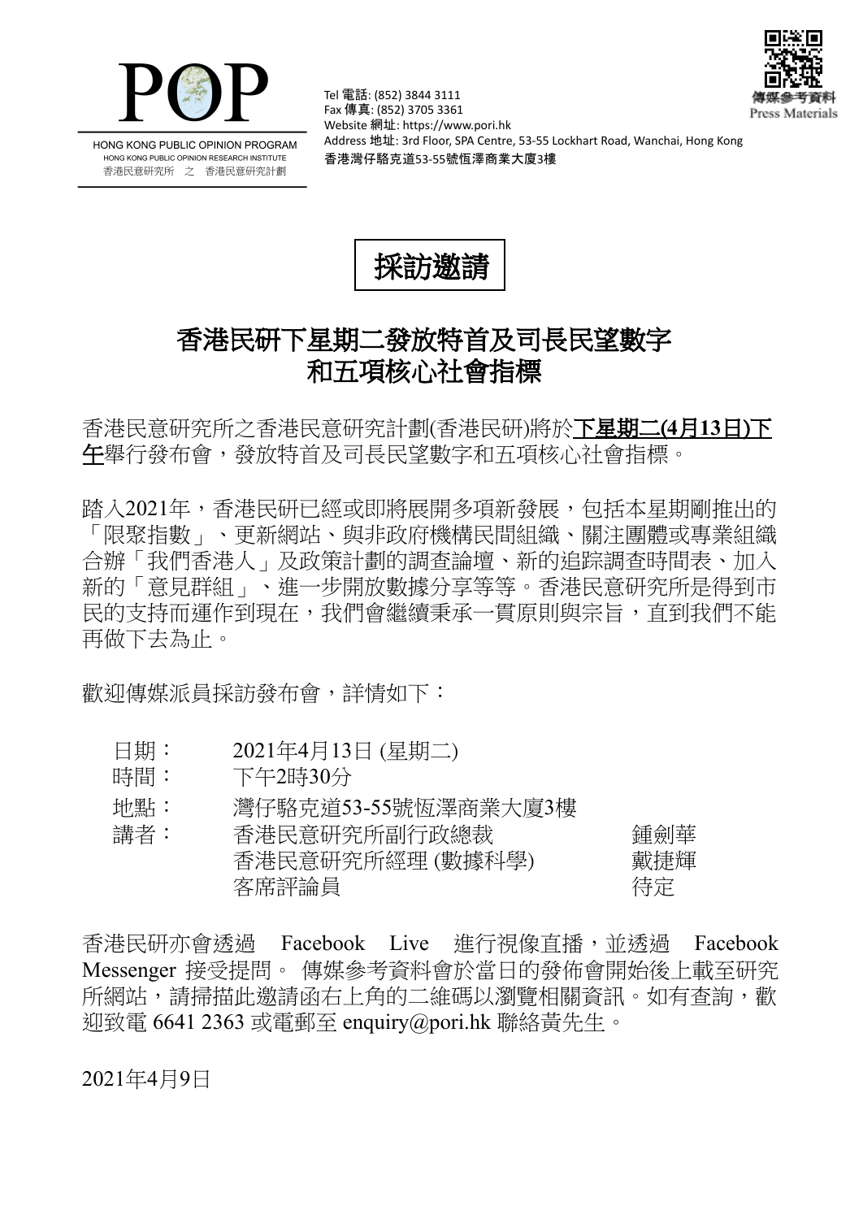POP

HONG KONG PUBLIC OPINION PROGRAM
HONG KONG PUBLIC OPINION RESEARCH INSTITUTE
香港民意研究所 之 香港民意研究計劃

Tel 電話: (852) 3844 3111
Fax 傳真: (852) 3705 3361
Website 網址: https://www.pori.hk
Address 地址: 3rd Floor, SPA Centre, 53-55 Lockhart Road, Wanchai, Hong Kong
香港灣仔駱克道53-55號恆澤商業大廈3樓

傳媒參考資料
Press Materials

# 採訪邀請

## 香港民研下星期二發放特首及司長民望數字和五項核心社會指標

香港民意研究所之香港民意研究計劃(香港民研)將於**下星期二(4月13日)下午**舉行發布會，發放特首及司長民望數字和五項核心社會指標。

踏入2021年，香港民研已經或即將展開多項新發展，包括本星期剛推出的「限聚指數」、更新網站、與非政府機構民間組織、關注團體或專業組織合辦「我們香港人」及政策計劃的調查論壇、新的追踪調查時間表、加入新的「意見群組」、進一步開放數據分享等等。香港民意研究所是得到市民的支持而運作到現在，我們會繼續秉承一貫原則與宗旨，直到我們不能再做下去為止。

歡迎傳媒派員採訪發布會，詳情如下：

| | | |
|---|---|---|
| 日期： | 2021年4月13日 (星期二) | |
| 時間： | 下午2時30分 | |
| 地點： | 灣仔駱克道53-55號恆澤商業大廈3樓 | |
| 講者： | 香港民意研究所副行政總裁 | 鍾劍華 |
| | 香港民意研究所經理 (數據科學) | 戴捷輝 |
| | 客席評論員 | 待定 |

香港民研亦會透過 Facebook Live 進行視像直播，並透過 Facebook Messenger 接受提問。 傳媒參考資料會於當日的發佈會開始後上載至研究所網站，請掃描此邀請函右上角的二維碼以瀏覽相關資訊。如有查詢，歡迎致電 6641 2363 或電郵至 enquiry@pori.hk 聯絡黃先生。

2021年4月9日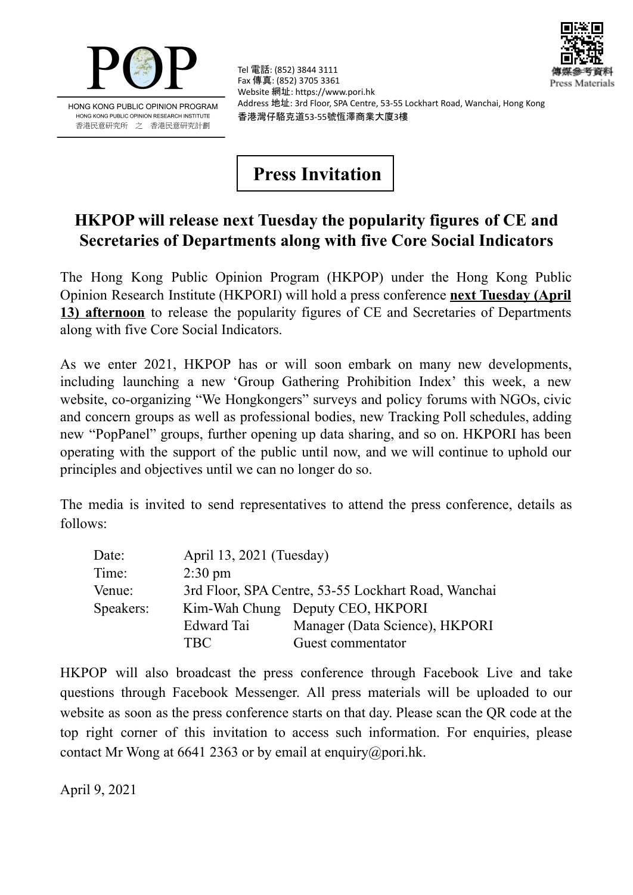POP

HONG KONG PUBLIC OPINION PROGRAM
HONG KONG PUBLIC OPINION RESEARCH INSTITUTE
香港民意研究所 之 香港民意研究計劃

Tel 電話: (852) 3844 3111
Fax 傳真: (852) 3705 3361
Website 網址: https://www.pori.hk
Address 地址: 3rd Floor, SPA Centre, 53-55 Lockhart Road, Wanchai, Hong Kong
香港灣仔駱克道53-55號恒澤商業大廈3樓

傳媒參考資料
Press Materials

# Press Invitation

## HKPOP will release next Tuesday the popularity figures of CE and Secretaries of Departments along with five Core Social Indicators

The Hong Kong Public Opinion Program (HKPOP) under the Hong Kong Public Opinion Research Institute (HKPORI) will hold a press conference **next Tuesday (April 13) afternoon** to release the popularity figures of CE and Secretaries of Departments along with five Core Social Indicators.

As we enter 2021, HKPOP has or will soon embark on many new developments, including launching a new 'Group Gathering Prohibition Index' this week, a new website, co-organizing "We Hongkongers" surveys and policy forums with NGOs, civic and concern groups as well as professional bodies, new Tracking Poll schedules, adding new "PopPanel" groups, further opening up data sharing, and so on. HKPORI has been operating with the support of the public until now, and we will continue to uphold our principles and objectives until we can no longer do so.

The media is invited to send representatives to attend the press conference, details as follows:

| | | |
|---|---|---|
| Date: | April 13, 2021 (Tuesday) | |
| Time: | 2:30 pm | |
| Venue: | 3rd Floor, SPA Centre, 53-55 Lockhart Road, Wanchai | |
| Speakers: | Kim-Wah Chung | Deputy CEO, HKPORI |
| | Edward Tai | Manager (Data Science), HKPORI |
| | TBC | Guest commentator |

HKPOP will also broadcast the press conference through Facebook Live and take questions through Facebook Messenger. All press materials will be uploaded to our website as soon as the press conference starts on that day. Please scan the QR code at the top right corner of this invitation to access such information. For enquiries, please contact Mr Wong at 6641 2363 or by email at enquiry@pori.hk.

April 9, 2021